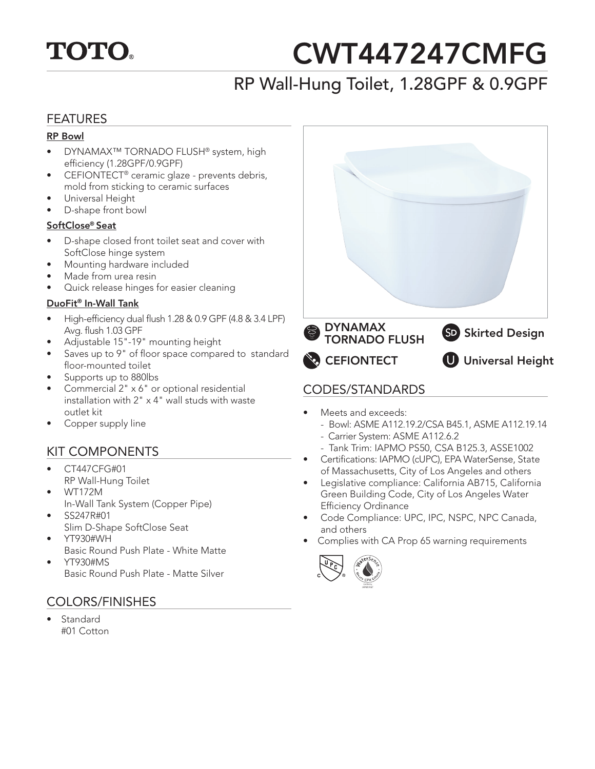# TOTO®

# CWT447247CMFG

## RP Wall-Hung Toilet, 1.28GPF & 0.9GPF

## FEATURES

### RP Bowl

- DYNAMAX™ TORNADO FLUSH® system, high efficiency (1.28GPF/0.9GPF)
- CEFIONTECT® ceramic glaze - prevents debris, mold from sticking to ceramic surfaces
- Universal Height
- D-shape front bowl

### SoftClose® Seat

- D-shape closed front toilet seat and cover with SoftClose hinge system
- Mounting hardware included
- Made from urea resin
- Quick release hinges for easier cleaning

### DuoFit® In-Wall Tank

- High-efficiency dual flush 1.28 & 0.9 GPF (4.8 & 3.4 LPF) Avg. flush 1.03 GPF
- Adjustable 15"-19" mounting height
- Saves up to 9" of floor space compared to standard floor-mounted toilet
- Supports up to 880lbs
- Commercial 2" x 6" or optional residential installation with 2" x 4" wall studs with waste outlet kit
- Copper supply line

## KIT COMPONENTS

- CT447CFG#01
  RP Wall-Hung Toilet
- WT172M
  In-Wall Tank System (Copper Pipe)
- SS247R#01
  Slim D-Shape SoftClose Seat
- YT930#WH
  Basic Round Push Plate - White Matte
- YT930#MS
  Basic Round Push Plate - Matte Silver

## COLORS/FINISHES

- Standard
  #01 Cotton

DYNAMAX TORNADO FLUSH

SD Skirted Design

CEFIONTECT

U Universal Height

## CODES/STANDARDS

- Meets and exceeds:
  - Bowl: ASME A112.19.2/CSA B45.1, ASME A112.19.14
  - Carrier System: ASME A112.6.2
  - Tank Trim: IAPMO PS50, CSA B125.3, ASSE1002
- Certifications: IAPMO (cUPC), EPA WaterSense, State of Massachusetts, City of Los Angeles and others
- Legislative compliance: California AB715, California Green Building Code, City of Los Angeles Water Efficiency Ordinance
- Code Compliance: UPC, IPC, NSPC, NPC Canada, and others
- Complies with CA Prop 65 warning requirements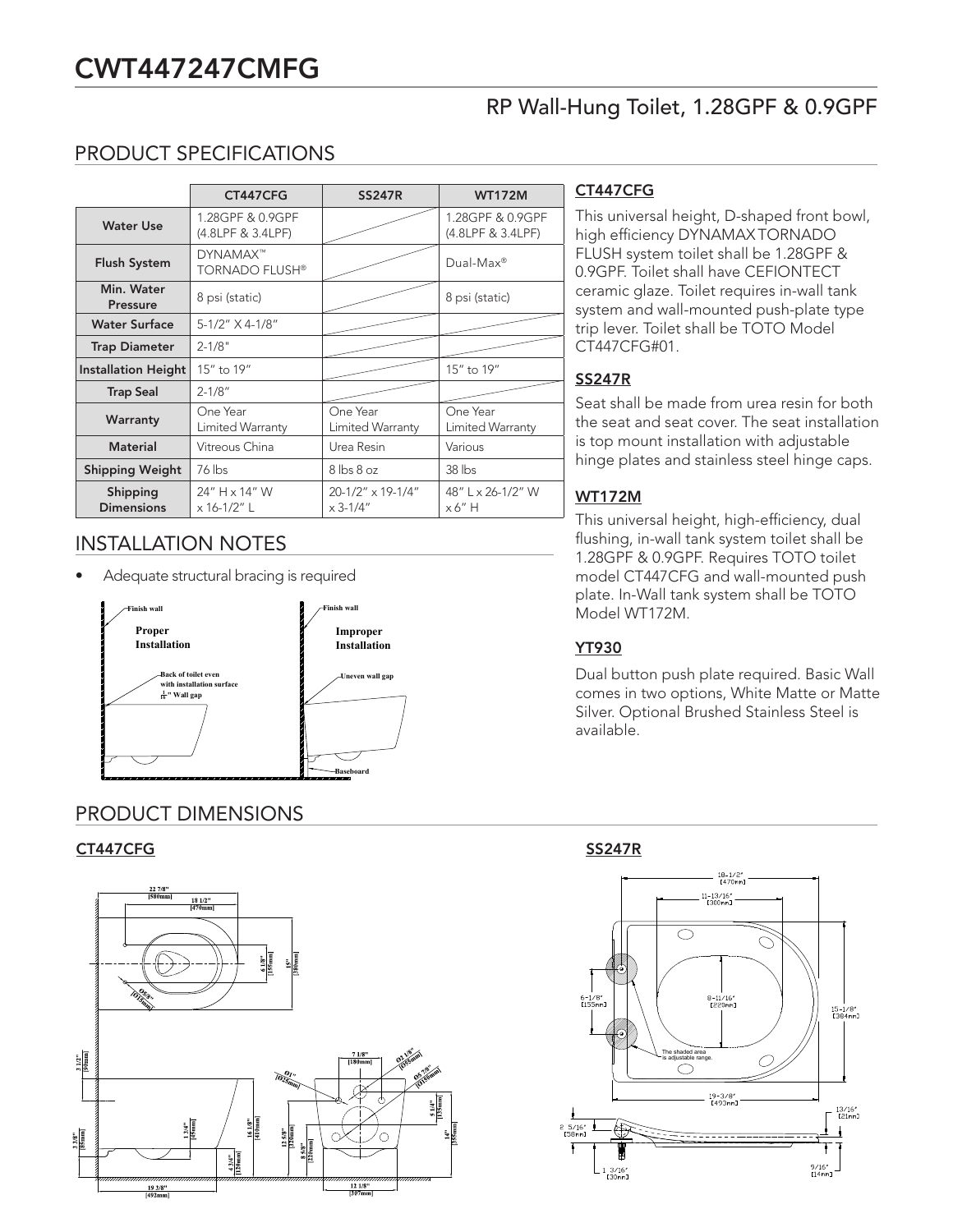# CWT447247CMFG

## RP Wall-Hung Toilet, 1.28GPF & 0.9GPF

## PRODUCT SPECIFICATIONS

| | CT447CFG | SS247R | WT172M |
|---|---|---|---|
| Water Use | 1.28GPF & 0.9GPF (4.8LPF & 3.4LPF) | | 1.28GPF & 0.9GPF (4.8LPF & 3.4LPF) |
| Flush System | DYNAMAX™ TORNADO FLUSH® | | Dual-Max® |
| Min. Water Pressure | 8 psi (static) | | 8 psi (static) |
| Water Surface | 5-1/2" X 4-1/8" | | |
| Trap Diameter | 2-1/8" | | |
| Installation Height | 15" to 19" | | 15" to 19" |
| Trap Seal | 2-1/8" | | |
| Warranty | One Year Limited Warranty | One Year Limited Warranty | One Year Limited Warranty |
| Material | Vitreous China | Urea Resin | Various |
| Shipping Weight | 76 lbs | 8 lbs 8 oz | 38 lbs |
| Shipping Dimensions | 24" H x 14" W x 16-1/2" L | 20-1/2" x 19-1/4" x 3-1/4" | 48" L x 26-1/2" W x 6" H |

### CT447CFG

This universal height, D-shaped front bowl, high efficiency DYNAMAX TORNADO FLUSH system toilet shall be 1.28GPF & 0.9GPF. Toilet shall have CEFIONTECT ceramic glaze. Toilet requires in-wall tank system and wall-mounted push-plate type trip lever. Toilet shall be TOTO Model CT447CFG#01.

### SS247R

Seat shall be made from urea resin for both the seat and seat cover. The seat installation is top mount installation with adjustable hinge plates and stainless steel hinge caps.

### WT172M

This universal height, high-efficiency, dual flushing, in-wall tank system toilet shall be 1.28GPF & 0.9GPF. Requires TOTO toilet model CT447CFG and wall-mounted push plate. In-Wall tank system shall be TOTO Model WT172M.

### YT930

Dual button push plate required. Basic Wall comes in two options, White Matte or Matte Silver. Optional Brushed Stainless Steel is available.

## INSTALLATION NOTES

- Adequate structural bracing is required

Finish wall — Proper Installation — Back of toilet even with installation surface — 1/16" Wall gap

Finish wall — Improper Installation — Uneven wall gap — Baseboard

## PRODUCT DIMENSIONS

### CT447CFG

### SS247R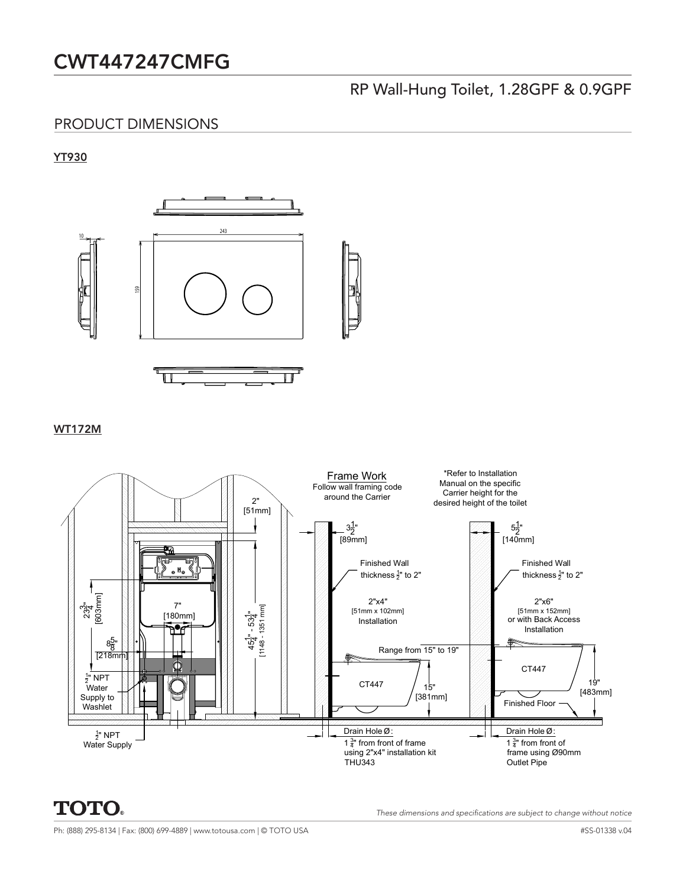# CWT447247CMFG

## RP Wall-Hung Toilet, 1.28GPF & 0.9GPF

## PRODUCT DIMENSIONS

**YT930**

10

243

159

**WT172M**

Frame Work
Follow wall framing code around the Carrier

*Refer to Installation Manual on the specific Carrier height for the desired height of the toilet

2"
[51mm]

$3\frac{1}{2}$"
[89mm]

$5\frac{1}{2}$"
[140mm]

Finished Wall thickness $\frac{1}{2}$" to 2"

Finished Wall thickness $\frac{1}{2}$" to 2"

2"x4"
[51mm x 102mm]
Installation

2"x6"
[51mm x 152mm]
or with Back Access Installation

$23\frac{3}{4}$"
[603mm]

7"
[180mm]

$45\frac{1}{4}$" - $53\frac{1}{4}$"
[1148 - 1351 mm]

$8\frac{5}{8}$"
[218mm]

Range from 15" to 19"

CT447

CT447

15"
[381mm]

19"
[483mm]

$\frac{1}{2}$" NPT Water Supply to Washlet

Finished Floor

$\frac{1}{2}$" NPT Water Supply

Drain Hole Ø:
$1\frac{3}{4}$" from front of frame using 2"x4" installation kit THU343

Drain Hole Ø:
$1\frac{3}{4}$" from front of frame using Ø90mm Outlet Pipe

*These dimensions and specifications are subject to change without notice*

Ph: (888) 295-8134 | Fax: (800) 699-4889 | www.totousa.com | © TOTO USA

#SS-01338 v.04